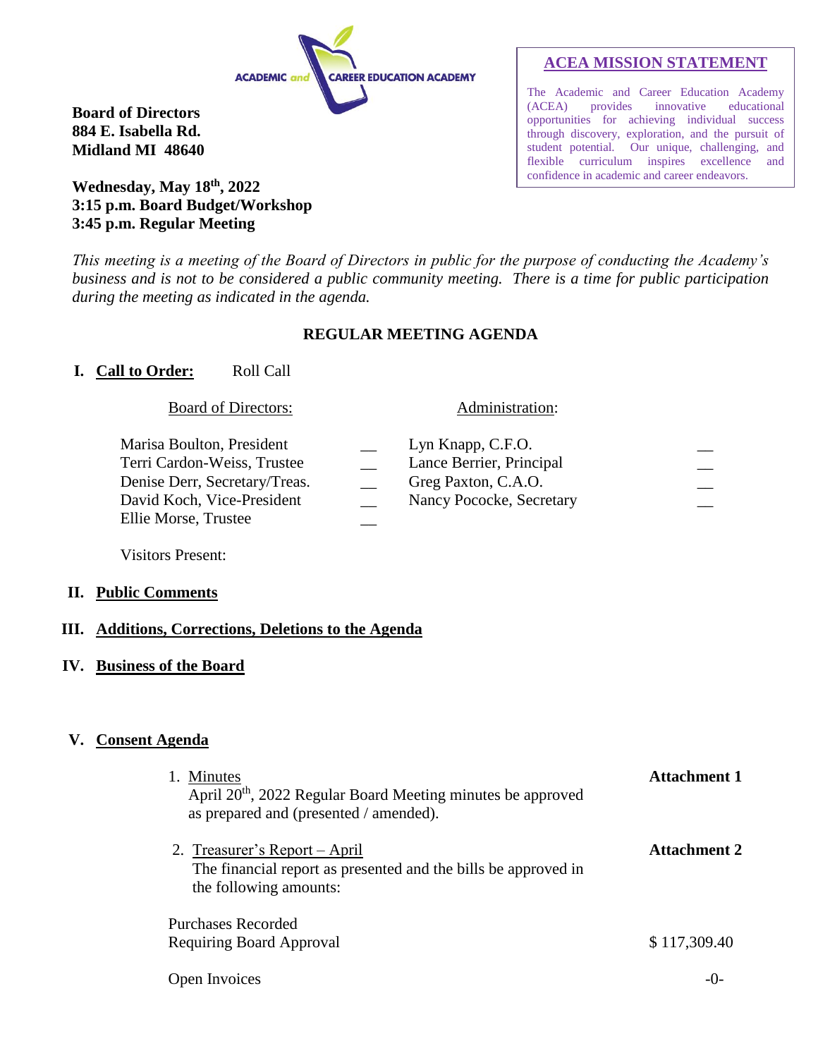ACADEMIC and CAREER EDUCATION ACADEMY

**Board of Directors**
**884 E. Isabella Rd.**
**Midland MI 48640**

**Wednesday, May 18th, 2022**
**3:15 p.m. Board Budget/Workshop**
**3:45 p.m. Regular Meeting**

## ACEA MISSION STATEMENT

The Academic and Career Education Academy (ACEA) provides innovative educational opportunities for achieving individual success through discovery, exploration, and the pursuit of student potential. Our unique, challenging, and flexible curriculum inspires excellence and confidence in academic and career endeavors.

*This meeting is a meeting of the Board of Directors in public for the purpose of conducting the Academy's business and is not to be considered a public community meeting. There is a time for public participation during the meeting as indicated in the agenda.*

## REGULAR MEETING AGENDA

**I. Call to Order:** Roll Call

| Board of Directors: | | Administration: | |
|---|---|---|---|
| Marisa Boulton, President | __ | Lyn Knapp, C.F.O. | __ |
| Terri Cardon-Weiss, Trustee | __ | Lance Berrier, Principal | __ |
| Denise Derr, Secretary/Treas. | __ | Greg Paxton, C.A.O. | __ |
| David Koch, Vice-President | __ | Nancy Pococke, Secretary | __ |
| Ellie Morse, Trustee | __ | | |

Visitors Present:

**II. Public Comments**

**III. Additions, Corrections, Deletions to the Agenda**

**IV. Business of the Board**

**V. Consent Agenda**

1. Minutes — **Attachment 1**
   April 20th, 2022 Regular Board Meeting minutes be approved as prepared and (presented / amended).

2. Treasurer's Report – April — **Attachment 2**
   The financial report as presented and the bills be approved in the following amounts:

| | |
|---|---|
| Purchases Recorded Requiring Board Approval | $ 117,309.40 |
| Open Invoices | -0- |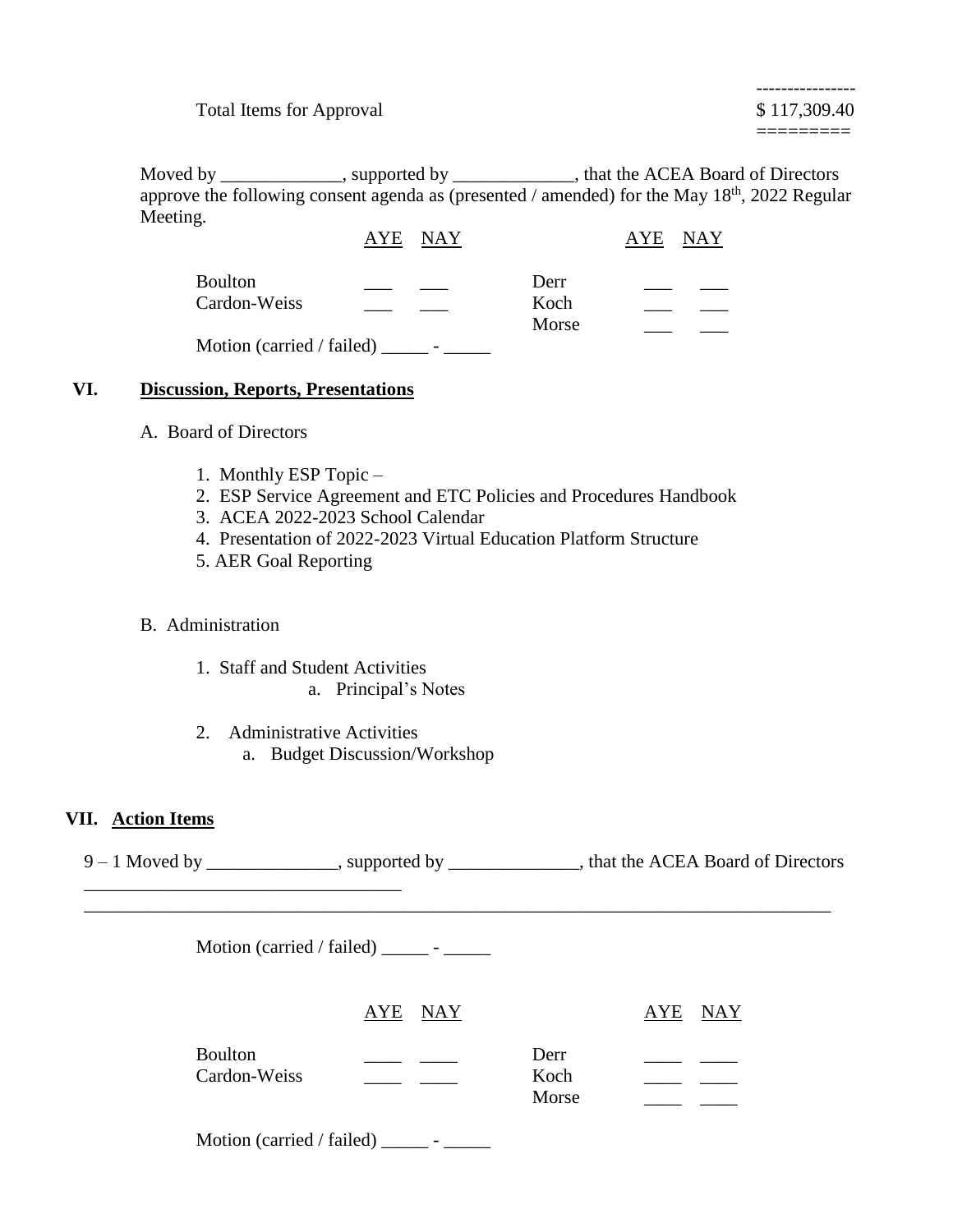Total Items for Approval $ 117,309.40

Moved by _____________, supported by _____________, that the ACEA Board of Directors approve the following consent agenda as (presented / amended) for the May 18th, 2022 Regular Meeting.

| | AYE | NAY | | AYE | NAY |
|---|---|---|---|---|---|
| Boulton | ___ | ___ | Derr | ___ | ___ |
| Cardon-Weiss | ___ | ___ | Koch | ___ | ___ |
| | | | Morse | ___ | ___ |

Motion (carried / failed) _____ - _____

## VI. Discussion, Reports, Presentations

A. Board of Directors

1. Monthly ESP Topic –
2. ESP Service Agreement and ETC Policies and Procedures Handbook
3. ACEA 2022-2023 School Calendar
4. Presentation of 2022-2023 Virtual Education Platform Structure
5. AER Goal Reporting

B. Administration

1. Staff and Student Activities
   a. Principal's Notes

2. Administrative Activities
   a. Budget Discussion/Workshop

## VII. Action Items

9 – 1 Moved by ______________, supported by ______________, that the ACEA Board of Directors __________________________________
_____________________________________________________________________________________

Motion (carried / failed) _____ - _____

| | AYE | NAY | | AYE | NAY |
|---|---|---|---|---|---|
| Boulton | ____ | ____ | Derr | ____ | ____ |
| Cardon-Weiss | ____ | ____ | Koch | ____ | ____ |
| | | | Morse | ____ | ____ |

Motion (carried / failed) _____ - _____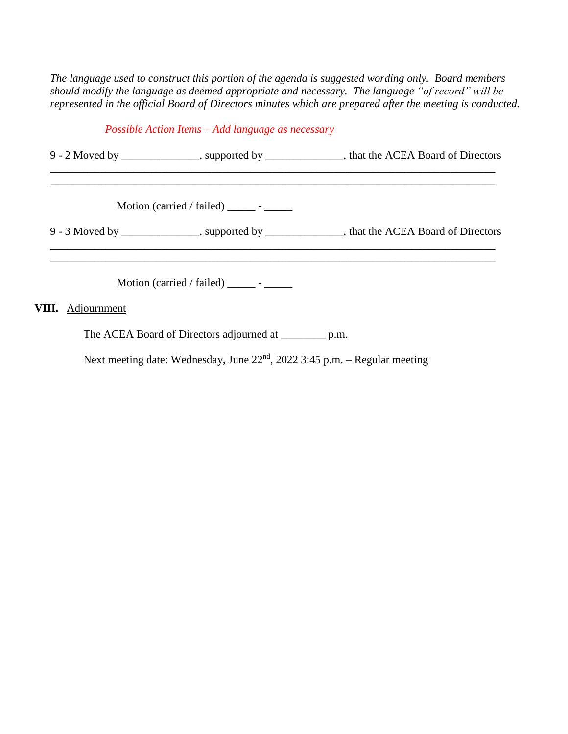*The language used to construct this portion of the agenda is suggested wording only. Board members should modify the language as deemed appropriate and necessary. The language "of record" will be represented in the official Board of Directors minutes which are prepared after the meeting is conducted.*

*Possible Action Items – Add language as necessary*

9 - 2 Moved by ______________, supported by ______________, that the ACEA Board of Directors
______________________________________________________________________________
______________________________________________________________________________

Motion (carried / failed) _____ - _____

9 - 3 Moved by ______________, supported by ______________, that the ACEA Board of Directors
______________________________________________________________________________
______________________________________________________________________________

Motion (carried / failed) _____ - _____

## VIII. Adjournment

The ACEA Board of Directors adjourned at ________ p.m.

Next meeting date: Wednesday, June 22nd, 2022 3:45 p.m. – Regular meeting